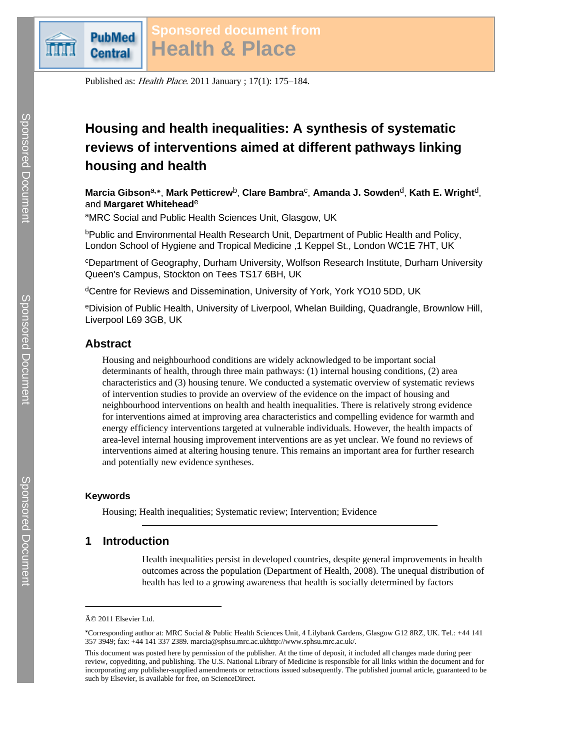Published as: *Health Place*. 2011 January ; 17(1): 175–184.

# Housing and health inequalities: A synthesis of systematic reviews of interventions aimed at different pathways linking housing and health

**Marcia Gibson**[a,*], **Mark Petticrew**[b], **Clare Bambra**[c], **Amanda J. Sowden**[d], **Kath E. Wright**[d], and **Margaret Whitehead**[e]

[a]MRC Social and Public Health Sciences Unit, Glasgow, UK

[b]Public and Environmental Health Research Unit, Department of Public Health and Policy, London School of Hygiene and Tropical Medicine ,1 Keppel St., London WC1E 7HT, UK

[c]Department of Geography, Durham University, Wolfson Research Institute, Durham University Queen's Campus, Stockton on Tees TS17 6BH, UK

[d]Centre for Reviews and Dissemination, University of York, York YO10 5DD, UK

[e]Division of Public Health, University of Liverpool, Whelan Building, Quadrangle, Brownlow Hill, Liverpool L69 3GB, UK

## Abstract

Housing and neighbourhood conditions are widely acknowledged to be important social determinants of health, through three main pathways: (1) internal housing conditions, (2) area characteristics and (3) housing tenure. We conducted a systematic overview of systematic reviews of intervention studies to provide an overview of the evidence on the impact of housing and neighbourhood interventions on health and health inequalities. There is relatively strong evidence for interventions aimed at improving area characteristics and compelling evidence for warmth and energy efficiency interventions targeted at vulnerable individuals. However, the health impacts of area-level internal housing improvement interventions are as yet unclear. We found no reviews of interventions aimed at altering housing tenure. This remains an important area for further research and potentially new evidence syntheses.

### Keywords

Housing; Health inequalities; Systematic review; Intervention; Evidence

## 1 Introduction

Health inequalities persist in developed countries, despite general improvements in health outcomes across the population (Department of Health, 2008). The unequal distribution of health has led to a growing awareness that health is socially determined by factors

---

Â© 2011 Elsevier Ltd.

*Corresponding author at: MRC Social & Public Health Sciences Unit, 4 Lilybank Gardens, Glasgow G12 8RZ, UK. Tel.: +44 141 357 3949; fax: +44 141 337 2389. marcia@sphsu.mrc.ac.ukhttp://www.sphsu.mrc.ac.uk/.

This document was posted here by permission of the publisher. At the time of deposit, it included all changes made during peer review, copyediting, and publishing. The U.S. National Library of Medicine is responsible for all links within the document and for incorporating any publisher-supplied amendments or retractions issued subsequently. The published journal article, guaranteed to be such by Elsevier, is available for free, on ScienceDirect.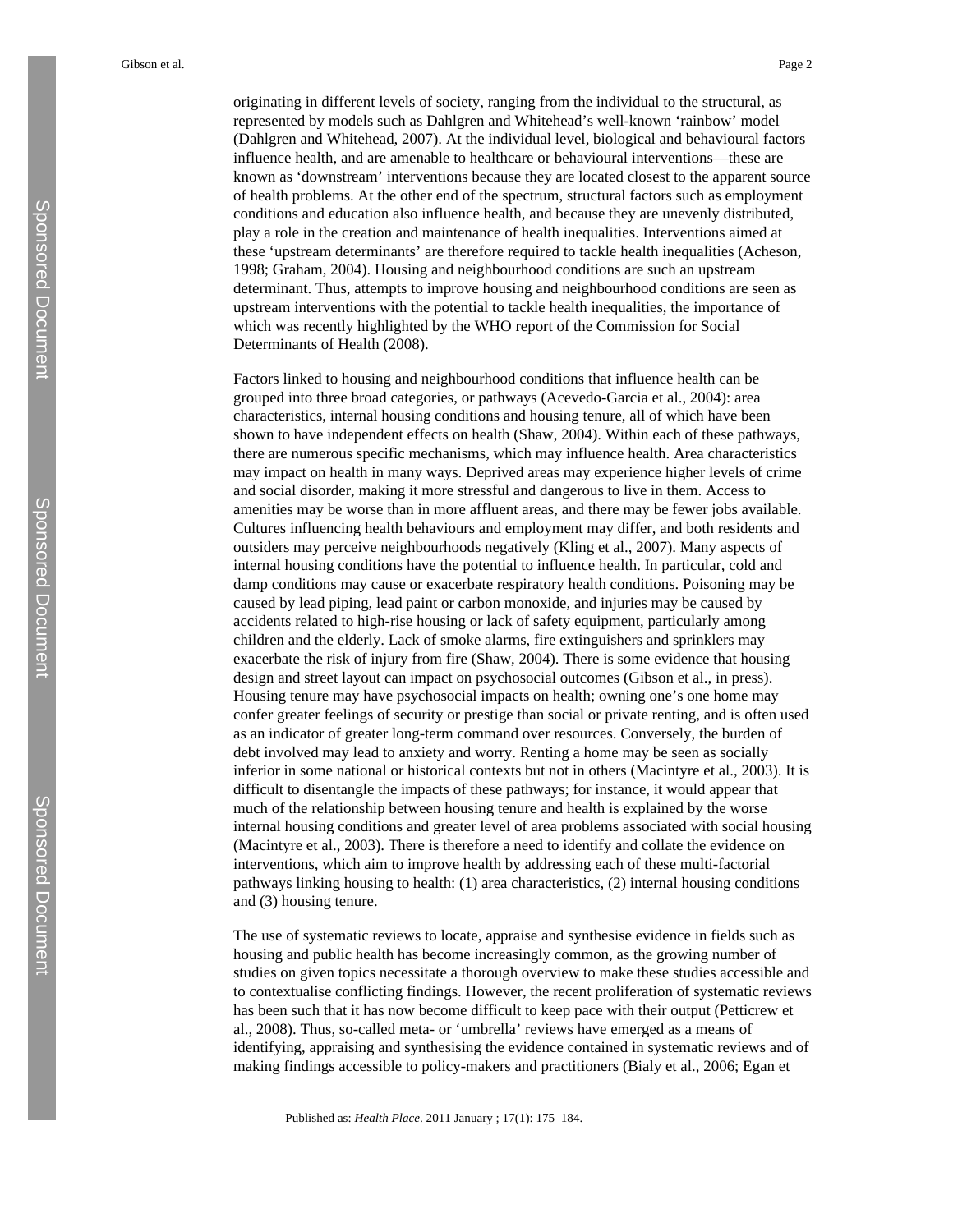originating in different levels of society, ranging from the individual to the structural, as represented by models such as Dahlgren and Whitehead's well-known 'rainbow' model (Dahlgren and Whitehead, 2007). At the individual level, biological and behavioural factors influence health, and are amenable to healthcare or behavioural interventions—these are known as 'downstream' interventions because they are located closest to the apparent source of health problems. At the other end of the spectrum, structural factors such as employment conditions and education also influence health, and because they are unevenly distributed, play a role in the creation and maintenance of health inequalities. Interventions aimed at these 'upstream determinants' are therefore required to tackle health inequalities (Acheson, 1998; Graham, 2004). Housing and neighbourhood conditions are such an upstream determinant. Thus, attempts to improve housing and neighbourhood conditions are seen as upstream interventions with the potential to tackle health inequalities, the importance of which was recently highlighted by the WHO report of the Commission for Social Determinants of Health (2008).

Factors linked to housing and neighbourhood conditions that influence health can be grouped into three broad categories, or pathways (Acevedo-Garcia et al., 2004): area characteristics, internal housing conditions and housing tenure, all of which have been shown to have independent effects on health (Shaw, 2004). Within each of these pathways, there are numerous specific mechanisms, which may influence health. Area characteristics may impact on health in many ways. Deprived areas may experience higher levels of crime and social disorder, making it more stressful and dangerous to live in them. Access to amenities may be worse than in more affluent areas, and there may be fewer jobs available. Cultures influencing health behaviours and employment may differ, and both residents and outsiders may perceive neighbourhoods negatively (Kling et al., 2007). Many aspects of internal housing conditions have the potential to influence health. In particular, cold and damp conditions may cause or exacerbate respiratory health conditions. Poisoning may be caused by lead piping, lead paint or carbon monoxide, and injuries may be caused by accidents related to high-rise housing or lack of safety equipment, particularly among children and the elderly. Lack of smoke alarms, fire extinguishers and sprinklers may exacerbate the risk of injury from fire (Shaw, 2004). There is some evidence that housing design and street layout can impact on psychosocial outcomes (Gibson et al., in press). Housing tenure may have psychosocial impacts on health; owning one's one home may confer greater feelings of security or prestige than social or private renting, and is often used as an indicator of greater long-term command over resources. Conversely, the burden of debt involved may lead to anxiety and worry. Renting a home may be seen as socially inferior in some national or historical contexts but not in others (Macintyre et al., 2003). It is difficult to disentangle the impacts of these pathways; for instance, it would appear that much of the relationship between housing tenure and health is explained by the worse internal housing conditions and greater level of area problems associated with social housing (Macintyre et al., 2003). There is therefore a need to identify and collate the evidence on interventions, which aim to improve health by addressing each of these multi-factorial pathways linking housing to health: (1) area characteristics, (2) internal housing conditions and (3) housing tenure.

The use of systematic reviews to locate, appraise and synthesise evidence in fields such as housing and public health has become increasingly common, as the growing number of studies on given topics necessitate a thorough overview to make these studies accessible and to contextualise conflicting findings. However, the recent proliferation of systematic reviews has been such that it has now become difficult to keep pace with their output (Petticrew et al., 2008). Thus, so-called meta- or 'umbrella' reviews have emerged as a means of identifying, appraising and synthesising the evidence contained in systematic reviews and of making findings accessible to policy-makers and practitioners (Bialy et al., 2006; Egan et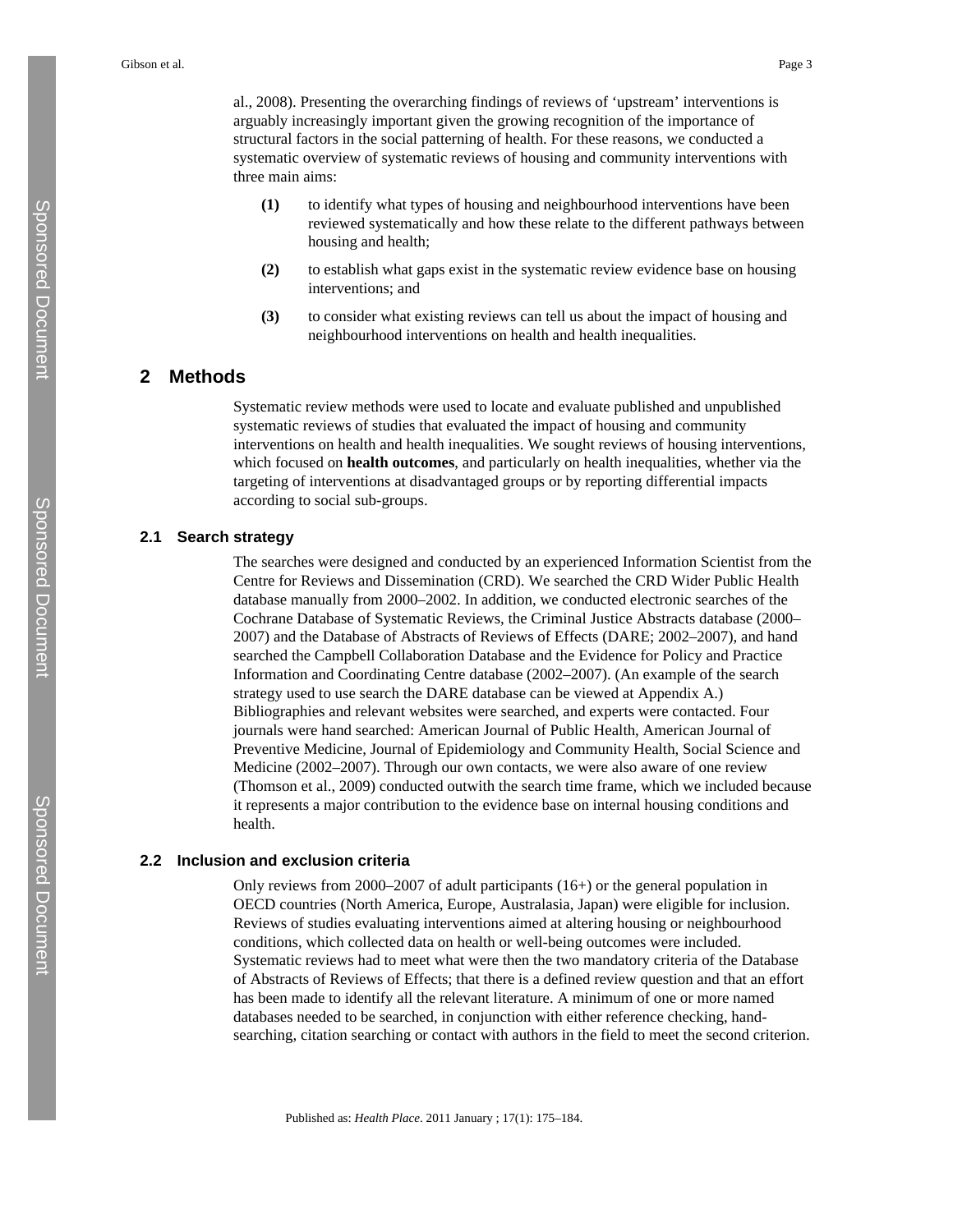al., 2008). Presenting the overarching findings of reviews of 'upstream' interventions is arguably increasingly important given the growing recognition of the importance of structural factors in the social patterning of health. For these reasons, we conducted a systematic overview of systematic reviews of housing and community interventions with three main aims:

- **(1)** to identify what types of housing and neighbourhood interventions have been reviewed systematically and how these relate to the different pathways between housing and health;
- **(2)** to establish what gaps exist in the systematic review evidence base on housing interventions; and
- **(3)** to consider what existing reviews can tell us about the impact of housing and neighbourhood interventions on health and health inequalities.

## 2 Methods

Systematic review methods were used to locate and evaluate published and unpublished systematic reviews of studies that evaluated the impact of housing and community interventions on health and health inequalities. We sought reviews of housing interventions, which focused on **health outcomes**, and particularly on health inequalities, whether via the targeting of interventions at disadvantaged groups or by reporting differential impacts according to social sub-groups.

### 2.1 Search strategy

The searches were designed and conducted by an experienced Information Scientist from the Centre for Reviews and Dissemination (CRD). We searched the CRD Wider Public Health database manually from 2000–2002. In addition, we conducted electronic searches of the Cochrane Database of Systematic Reviews, the Criminal Justice Abstracts database (2000–2007) and the Database of Abstracts of Reviews of Effects (DARE; 2002–2007), and hand searched the Campbell Collaboration Database and the Evidence for Policy and Practice Information and Coordinating Centre database (2002–2007). (An example of the search strategy used to use search the DARE database can be viewed at Appendix A.) Bibliographies and relevant websites were searched, and experts were contacted. Four journals were hand searched: American Journal of Public Health, American Journal of Preventive Medicine, Journal of Epidemiology and Community Health, Social Science and Medicine (2002–2007). Through our own contacts, we were also aware of one review (Thomson et al., 2009) conducted outwith the search time frame, which we included because it represents a major contribution to the evidence base on internal housing conditions and health.

### 2.2 Inclusion and exclusion criteria

Only reviews from 2000–2007 of adult participants (16+) or the general population in OECD countries (North America, Europe, Australasia, Japan) were eligible for inclusion. Reviews of studies evaluating interventions aimed at altering housing or neighbourhood conditions, which collected data on health or well-being outcomes were included. Systematic reviews had to meet what were then the two mandatory criteria of the Database of Abstracts of Reviews of Effects; that there is a defined review question and that an effort has been made to identify all the relevant literature. A minimum of one or more named databases needed to be searched, in conjunction with either reference checking, hand-searching, citation searching or contact with authors in the field to meet the second criterion.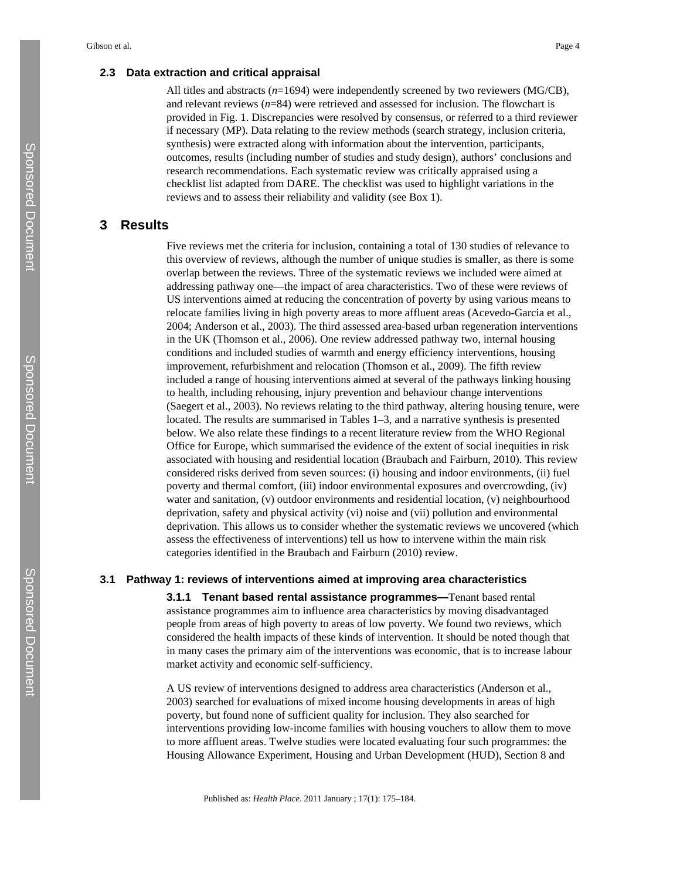### 2.3 Data extraction and critical appraisal

All titles and abstracts (*n*=1694) were independently screened by two reviewers (MG/CB), and relevant reviews (*n*=84) were retrieved and assessed for inclusion. The flowchart is provided in Fig. 1. Discrepancies were resolved by consensus, or referred to a third reviewer if necessary (MP). Data relating to the review methods (search strategy, inclusion criteria, synthesis) were extracted along with information about the intervention, participants, outcomes, results (including number of studies and study design), authors' conclusions and research recommendations. Each systematic review was critically appraised using a checklist list adapted from DARE. The checklist was used to highlight variations in the reviews and to assess their reliability and validity (see Box 1).

## 3 Results

Five reviews met the criteria for inclusion, containing a total of 130 studies of relevance to this overview of reviews, although the number of unique studies is smaller, as there is some overlap between the reviews. Three of the systematic reviews we included were aimed at addressing pathway one—the impact of area characteristics. Two of these were reviews of US interventions aimed at reducing the concentration of poverty by using various means to relocate families living in high poverty areas to more affluent areas (Acevedo-Garcia et al., 2004; Anderson et al., 2003). The third assessed area-based urban regeneration interventions in the UK (Thomson et al., 2006). One review addressed pathway two, internal housing conditions and included studies of warmth and energy efficiency interventions, housing improvement, refurbishment and relocation (Thomson et al., 2009). The fifth review included a range of housing interventions aimed at several of the pathways linking housing to health, including rehousing, injury prevention and behaviour change interventions (Saegert et al., 2003). No reviews relating to the third pathway, altering housing tenure, were located. The results are summarised in Tables 1–3, and a narrative synthesis is presented below. We also relate these findings to a recent literature review from the WHO Regional Office for Europe, which summarised the evidence of the extent of social inequities in risk associated with housing and residential location (Braubach and Fairburn, 2010). This review considered risks derived from seven sources: (i) housing and indoor environments, (ii) fuel poverty and thermal comfort, (iii) indoor environmental exposures and overcrowding, (iv) water and sanitation, (v) outdoor environments and residential location, (v) neighbourhood deprivation, safety and physical activity (vi) noise and (vii) pollution and environmental deprivation. This allows us to consider whether the systematic reviews we uncovered (which assess the effectiveness of interventions) tell us how to intervene within the main risk categories identified in the Braubach and Fairburn (2010) review.

### 3.1 Pathway 1: reviews of interventions aimed at improving area characteristics

**3.1.1 Tenant based rental assistance programmes—**Tenant based rental assistance programmes aim to influence area characteristics by moving disadvantaged people from areas of high poverty to areas of low poverty. We found two reviews, which considered the health impacts of these kinds of intervention. It should be noted though that in many cases the primary aim of the interventions was economic, that is to increase labour market activity and economic self-sufficiency.

A US review of interventions designed to address area characteristics (Anderson et al., 2003) searched for evaluations of mixed income housing developments in areas of high poverty, but found none of sufficient quality for inclusion. They also searched for interventions providing low-income families with housing vouchers to allow them to move to more affluent areas. Twelve studies were located evaluating four such programmes: the Housing Allowance Experiment, Housing and Urban Development (HUD), Section 8 and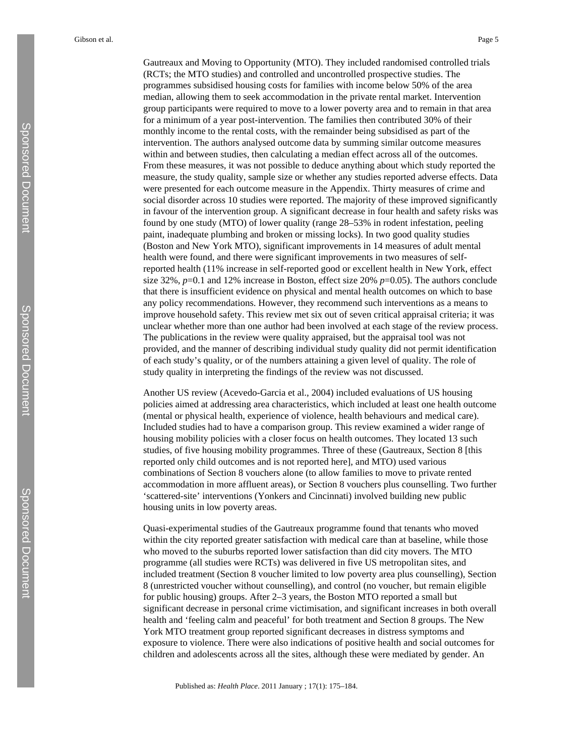Gautreaux and Moving to Opportunity (MTO). They included randomised controlled trials (RCTs; the MTO studies) and controlled and uncontrolled prospective studies. The programmes subsidised housing costs for families with income below 50% of the area median, allowing them to seek accommodation in the private rental market. Intervention group participants were required to move to a lower poverty area and to remain in that area for a minimum of a year post-intervention. The families then contributed 30% of their monthly income to the rental costs, with the remainder being subsidised as part of the intervention. The authors analysed outcome data by summing similar outcome measures within and between studies, then calculating a median effect across all of the outcomes. From these measures, it was not possible to deduce anything about which study reported the measure, the study quality, sample size or whether any studies reported adverse effects. Data were presented for each outcome measure in the Appendix. Thirty measures of crime and social disorder across 10 studies were reported. The majority of these improved significantly in favour of the intervention group. A significant decrease in four health and safety risks was found by one study (MTO) of lower quality (range 28–53% in rodent infestation, peeling paint, inadequate plumbing and broken or missing locks). In two good quality studies (Boston and New York MTO), significant improvements in 14 measures of adult mental health were found, and there were significant improvements in two measures of self-reported health (11% increase in self-reported good or excellent health in New York, effect size 32%, $p$=0.1 and 12% increase in Boston, effect size 20% $p$=0.05). The authors conclude that there is insufficient evidence on physical and mental health outcomes on which to base any policy recommendations. However, they recommend such interventions as a means to improve household safety. This review met six out of seven critical appraisal criteria; it was unclear whether more than one author had been involved at each stage of the review process. The publications in the review were quality appraised, but the appraisal tool was not provided, and the manner of describing individual study quality did not permit identification of each study's quality, or of the numbers attaining a given level of quality. The role of study quality in interpreting the findings of the review was not discussed.

Another US review (Acevedo-Garcia et al., 2004) included evaluations of US housing policies aimed at addressing area characteristics, which included at least one health outcome (mental or physical health, experience of violence, health behaviours and medical care). Included studies had to have a comparison group. This review examined a wider range of housing mobility policies with a closer focus on health outcomes. They located 13 such studies, of five housing mobility programmes. Three of these (Gautreaux, Section 8 [this reported only child outcomes and is not reported here], and MTO) used various combinations of Section 8 vouchers alone (to allow families to move to private rented accommodation in more affluent areas), or Section 8 vouchers plus counselling. Two further 'scattered-site' interventions (Yonkers and Cincinnati) involved building new public housing units in low poverty areas.

Quasi-experimental studies of the Gautreaux programme found that tenants who moved within the city reported greater satisfaction with medical care than at baseline, while those who moved to the suburbs reported lower satisfaction than did city movers. The MTO programme (all studies were RCTs) was delivered in five US metropolitan sites, and included treatment (Section 8 voucher limited to low poverty area plus counselling), Section 8 (unrestricted voucher without counselling), and control (no voucher, but remain eligible for public housing) groups. After 2–3 years, the Boston MTO reported a small but significant decrease in personal crime victimisation, and significant increases in both overall health and 'feeling calm and peaceful' for both treatment and Section 8 groups. The New York MTO treatment group reported significant decreases in distress symptoms and exposure to violence. There were also indications of positive health and social outcomes for children and adolescents across all the sites, although these were mediated by gender. An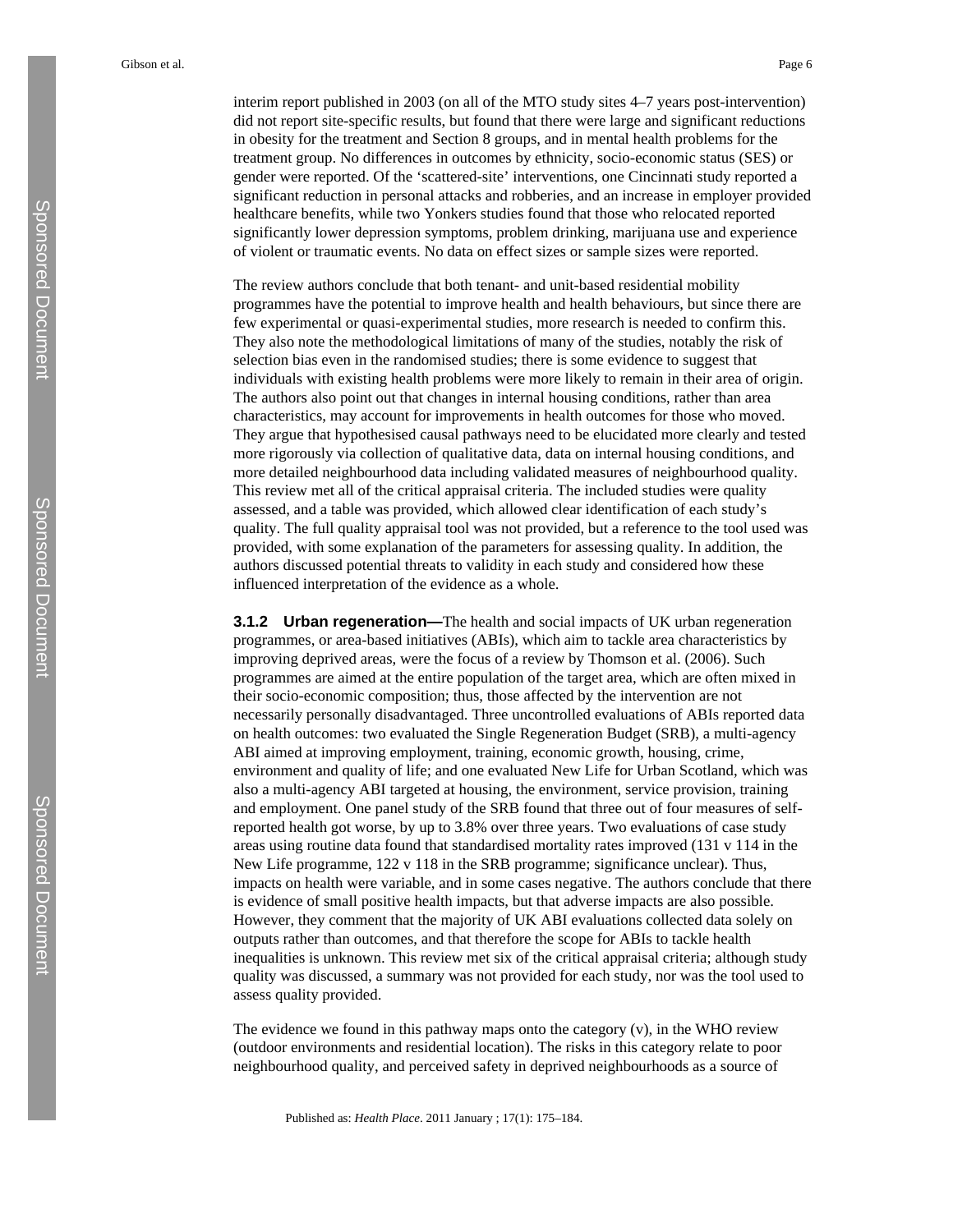interim report published in 2003 (on all of the MTO study sites 4–7 years post-intervention) did not report site-specific results, but found that there were large and significant reductions in obesity for the treatment and Section 8 groups, and in mental health problems for the treatment group. No differences in outcomes by ethnicity, socio-economic status (SES) or gender were reported. Of the 'scattered-site' interventions, one Cincinnati study reported a significant reduction in personal attacks and robberies, and an increase in employer provided healthcare benefits, while two Yonkers studies found that those who relocated reported significantly lower depression symptoms, problem drinking, marijuana use and experience of violent or traumatic events. No data on effect sizes or sample sizes were reported.

The review authors conclude that both tenant- and unit-based residential mobility programmes have the potential to improve health and health behaviours, but since there are few experimental or quasi-experimental studies, more research is needed to confirm this. They also note the methodological limitations of many of the studies, notably the risk of selection bias even in the randomised studies; there is some evidence to suggest that individuals with existing health problems were more likely to remain in their area of origin. The authors also point out that changes in internal housing conditions, rather than area characteristics, may account for improvements in health outcomes for those who moved. They argue that hypothesised causal pathways need to be elucidated more clearly and tested more rigorously via collection of qualitative data, data on internal housing conditions, and more detailed neighbourhood data including validated measures of neighbourhood quality. This review met all of the critical appraisal criteria. The included studies were quality assessed, and a table was provided, which allowed clear identification of each study's quality. The full quality appraisal tool was not provided, but a reference to the tool used was provided, with some explanation of the parameters for assessing quality. In addition, the authors discussed potential threats to validity in each study and considered how these influenced interpretation of the evidence as a whole.

#### 3.1.2 Urban regeneration—

The health and social impacts of UK urban regeneration programmes, or area-based initiatives (ABIs), which aim to tackle area characteristics by improving deprived areas, were the focus of a review by Thomson et al. (2006). Such programmes are aimed at the entire population of the target area, which are often mixed in their socio-economic composition; thus, those affected by the intervention are not necessarily personally disadvantaged. Three uncontrolled evaluations of ABIs reported data on health outcomes: two evaluated the Single Regeneration Budget (SRB), a multi-agency ABI aimed at improving employment, training, economic growth, housing, crime, environment and quality of life; and one evaluated New Life for Urban Scotland, which was also a multi-agency ABI targeted at housing, the environment, service provision, training and employment. One panel study of the SRB found that three out of four measures of self-reported health got worse, by up to 3.8% over three years. Two evaluations of case study areas using routine data found that standardised mortality rates improved (131 v 114 in the New Life programme, 122 v 118 in the SRB programme; significance unclear). Thus, impacts on health were variable, and in some cases negative. The authors conclude that there is evidence of small positive health impacts, but that adverse impacts are also possible. However, they comment that the majority of UK ABI evaluations collected data solely on outputs rather than outcomes, and that therefore the scope for ABIs to tackle health inequalities is unknown. This review met six of the critical appraisal criteria; although study quality was discussed, a summary was not provided for each study, nor was the tool used to assess quality provided.

The evidence we found in this pathway maps onto the category (v), in the WHO review (outdoor environments and residential location). The risks in this category relate to poor neighbourhood quality, and perceived safety in deprived neighbourhoods as a source of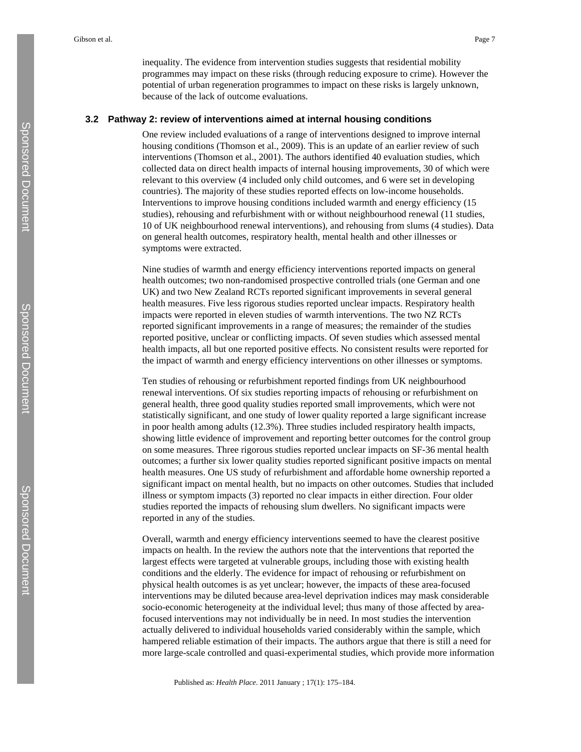inequality. The evidence from intervention studies suggests that residential mobility programmes may impact on these risks (through reducing exposure to crime). However the potential of urban regeneration programmes to impact on these risks is largely unknown, because of the lack of outcome evaluations.

### 3.2 Pathway 2: review of interventions aimed at internal housing conditions

One review included evaluations of a range of interventions designed to improve internal housing conditions (Thomson et al., 2009). This is an update of an earlier review of such interventions (Thomson et al., 2001). The authors identified 40 evaluation studies, which collected data on direct health impacts of internal housing improvements, 30 of which were relevant to this overview (4 included only child outcomes, and 6 were set in developing countries). The majority of these studies reported effects on low-income households. Interventions to improve housing conditions included warmth and energy efficiency (15 studies), rehousing and refurbishment with or without neighbourhood renewal (11 studies, 10 of UK neighbourhood renewal interventions), and rehousing from slums (4 studies). Data on general health outcomes, respiratory health, mental health and other illnesses or symptoms were extracted.

Nine studies of warmth and energy efficiency interventions reported impacts on general health outcomes; two non-randomised prospective controlled trials (one German and one UK) and two New Zealand RCTs reported significant improvements in several general health measures. Five less rigorous studies reported unclear impacts. Respiratory health impacts were reported in eleven studies of warmth interventions. The two NZ RCTs reported significant improvements in a range of measures; the remainder of the studies reported positive, unclear or conflicting impacts. Of seven studies which assessed mental health impacts, all but one reported positive effects. No consistent results were reported for the impact of warmth and energy efficiency interventions on other illnesses or symptoms.

Ten studies of rehousing or refurbishment reported findings from UK neighbourhood renewal interventions. Of six studies reporting impacts of rehousing or refurbishment on general health, three good quality studies reported small improvements, which were not statistically significant, and one study of lower quality reported a large significant increase in poor health among adults (12.3%). Three studies included respiratory health impacts, showing little evidence of improvement and reporting better outcomes for the control group on some measures. Three rigorous studies reported unclear impacts on SF-36 mental health outcomes; a further six lower quality studies reported significant positive impacts on mental health measures. One US study of refurbishment and affordable home ownership reported a significant impact on mental health, but no impacts on other outcomes. Studies that included illness or symptom impacts (3) reported no clear impacts in either direction. Four older studies reported the impacts of rehousing slum dwellers. No significant impacts were reported in any of the studies.

Overall, warmth and energy efficiency interventions seemed to have the clearest positive impacts on health. In the review the authors note that the interventions that reported the largest effects were targeted at vulnerable groups, including those with existing health conditions and the elderly. The evidence for impact of rehousing or refurbishment on physical health outcomes is as yet unclear; however, the impacts of these area-focused interventions may be diluted because area-level deprivation indices may mask considerable socio-economic heterogeneity at the individual level; thus many of those affected by area-focused interventions may not individually be in need. In most studies the intervention actually delivered to individual households varied considerably within the sample, which hampered reliable estimation of their impacts. The authors argue that there is still a need for more large-scale controlled and quasi-experimental studies, which provide more information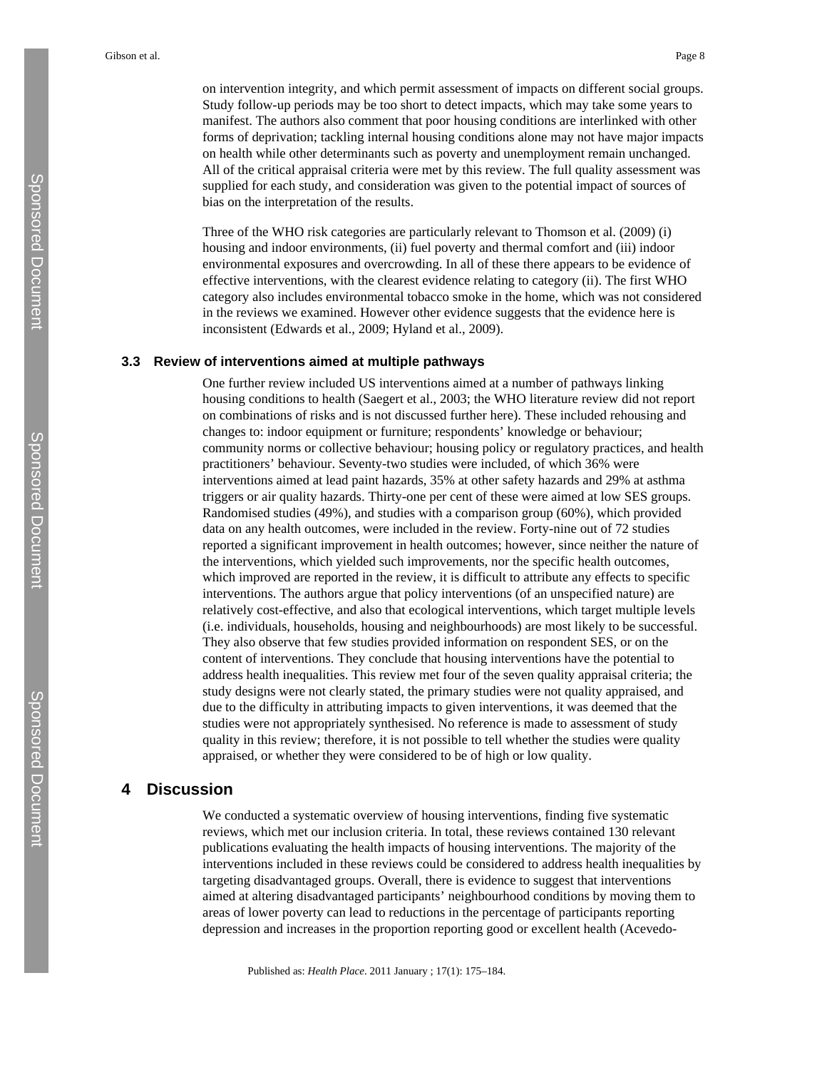on intervention integrity, and which permit assessment of impacts on different social groups. Study follow-up periods may be too short to detect impacts, which may take some years to manifest. The authors also comment that poor housing conditions are interlinked with other forms of deprivation; tackling internal housing conditions alone may not have major impacts on health while other determinants such as poverty and unemployment remain unchanged. All of the critical appraisal criteria were met by this review. The full quality assessment was supplied for each study, and consideration was given to the potential impact of sources of bias on the interpretation of the results.

Three of the WHO risk categories are particularly relevant to Thomson et al. (2009) (i) housing and indoor environments, (ii) fuel poverty and thermal comfort and (iii) indoor environmental exposures and overcrowding. In all of these there appears to be evidence of effective interventions, with the clearest evidence relating to category (ii). The first WHO category also includes environmental tobacco smoke in the home, which was not considered in the reviews we examined. However other evidence suggests that the evidence here is inconsistent (Edwards et al., 2009; Hyland et al., 2009).

### 3.3 Review of interventions aimed at multiple pathways

One further review included US interventions aimed at a number of pathways linking housing conditions to health (Saegert et al., 2003; the WHO literature review did not report on combinations of risks and is not discussed further here). These included rehousing and changes to: indoor equipment or furniture; respondents' knowledge or behaviour; community norms or collective behaviour; housing policy or regulatory practices, and health practitioners' behaviour. Seventy-two studies were included, of which 36% were interventions aimed at lead paint hazards, 35% at other safety hazards and 29% at asthma triggers or air quality hazards. Thirty-one per cent of these were aimed at low SES groups. Randomised studies (49%), and studies with a comparison group (60%), which provided data on any health outcomes, were included in the review. Forty-nine out of 72 studies reported a significant improvement in health outcomes; however, since neither the nature of the interventions, which yielded such improvements, nor the specific health outcomes, which improved are reported in the review, it is difficult to attribute any effects to specific interventions. The authors argue that policy interventions (of an unspecified nature) are relatively cost-effective, and also that ecological interventions, which target multiple levels (i.e. individuals, households, housing and neighbourhoods) are most likely to be successful. They also observe that few studies provided information on respondent SES, or on the content of interventions. They conclude that housing interventions have the potential to address health inequalities. This review met four of the seven quality appraisal criteria; the study designs were not clearly stated, the primary studies were not quality appraised, and due to the difficulty in attributing impacts to given interventions, it was deemed that the studies were not appropriately synthesised. No reference is made to assessment of study quality in this review; therefore, it is not possible to tell whether the studies were quality appraised, or whether they were considered to be of high or low quality.

## 4 Discussion

We conducted a systematic overview of housing interventions, finding five systematic reviews, which met our inclusion criteria. In total, these reviews contained 130 relevant publications evaluating the health impacts of housing interventions. The majority of the interventions included in these reviews could be considered to address health inequalities by targeting disadvantaged groups. Overall, there is evidence to suggest that interventions aimed at altering disadvantaged participants' neighbourhood conditions by moving them to areas of lower poverty can lead to reductions in the percentage of participants reporting depression and increases in the proportion reporting good or excellent health (Acevedo-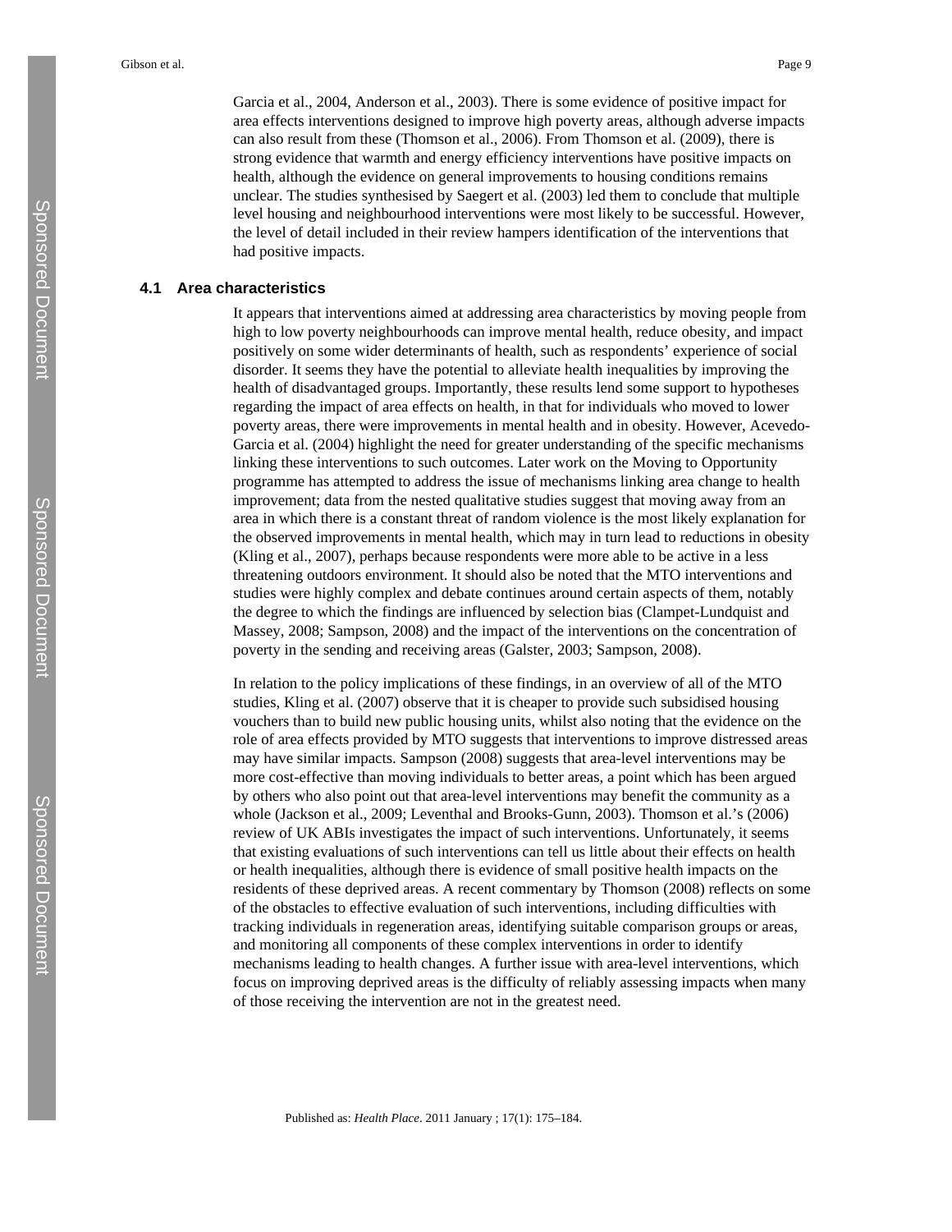Garcia et al., 2004, Anderson et al., 2003). There is some evidence of positive impact for area effects interventions designed to improve high poverty areas, although adverse impacts can also result from these (Thomson et al., 2006). From Thomson et al. (2009), there is strong evidence that warmth and energy efficiency interventions have positive impacts on health, although the evidence on general improvements to housing conditions remains unclear. The studies synthesised by Saegert et al. (2003) led them to conclude that multiple level housing and neighbourhood interventions were most likely to be successful. However, the level of detail included in their review hampers identification of the interventions that had positive impacts.

### 4.1 Area characteristics

It appears that interventions aimed at addressing area characteristics by moving people from high to low poverty neighbourhoods can improve mental health, reduce obesity, and impact positively on some wider determinants of health, such as respondents' experience of social disorder. It seems they have the potential to alleviate health inequalities by improving the health of disadvantaged groups. Importantly, these results lend some support to hypotheses regarding the impact of area effects on health, in that for individuals who moved to lower poverty areas, there were improvements in mental health and in obesity. However, Acevedo-Garcia et al. (2004) highlight the need for greater understanding of the specific mechanisms linking these interventions to such outcomes. Later work on the Moving to Opportunity programme has attempted to address the issue of mechanisms linking area change to health improvement; data from the nested qualitative studies suggest that moving away from an area in which there is a constant threat of random violence is the most likely explanation for the observed improvements in mental health, which may in turn lead to reductions in obesity (Kling et al., 2007), perhaps because respondents were more able to be active in a less threatening outdoors environment. It should also be noted that the MTO interventions and studies were highly complex and debate continues around certain aspects of them, notably the degree to which the findings are influenced by selection bias (Clampet-Lundquist and Massey, 2008; Sampson, 2008) and the impact of the interventions on the concentration of poverty in the sending and receiving areas (Galster, 2003; Sampson, 2008).

In relation to the policy implications of these findings, in an overview of all of the MTO studies, Kling et al. (2007) observe that it is cheaper to provide such subsidised housing vouchers than to build new public housing units, whilst also noting that the evidence on the role of area effects provided by MTO suggests that interventions to improve distressed areas may have similar impacts. Sampson (2008) suggests that area-level interventions may be more cost-effective than moving individuals to better areas, a point which has been argued by others who also point out that area-level interventions may benefit the community as a whole (Jackson et al., 2009; Leventhal and Brooks-Gunn, 2003). Thomson et al.'s (2006) review of UK ABIs investigates the impact of such interventions. Unfortunately, it seems that existing evaluations of such interventions can tell us little about their effects on health or health inequalities, although there is evidence of small positive health impacts on the residents of these deprived areas. A recent commentary by Thomson (2008) reflects on some of the obstacles to effective evaluation of such interventions, including difficulties with tracking individuals in regeneration areas, identifying suitable comparison groups or areas, and monitoring all components of these complex interventions in order to identify mechanisms leading to health changes. A further issue with area-level interventions, which focus on improving deprived areas is the difficulty of reliably assessing impacts when many of those receiving the intervention are not in the greatest need.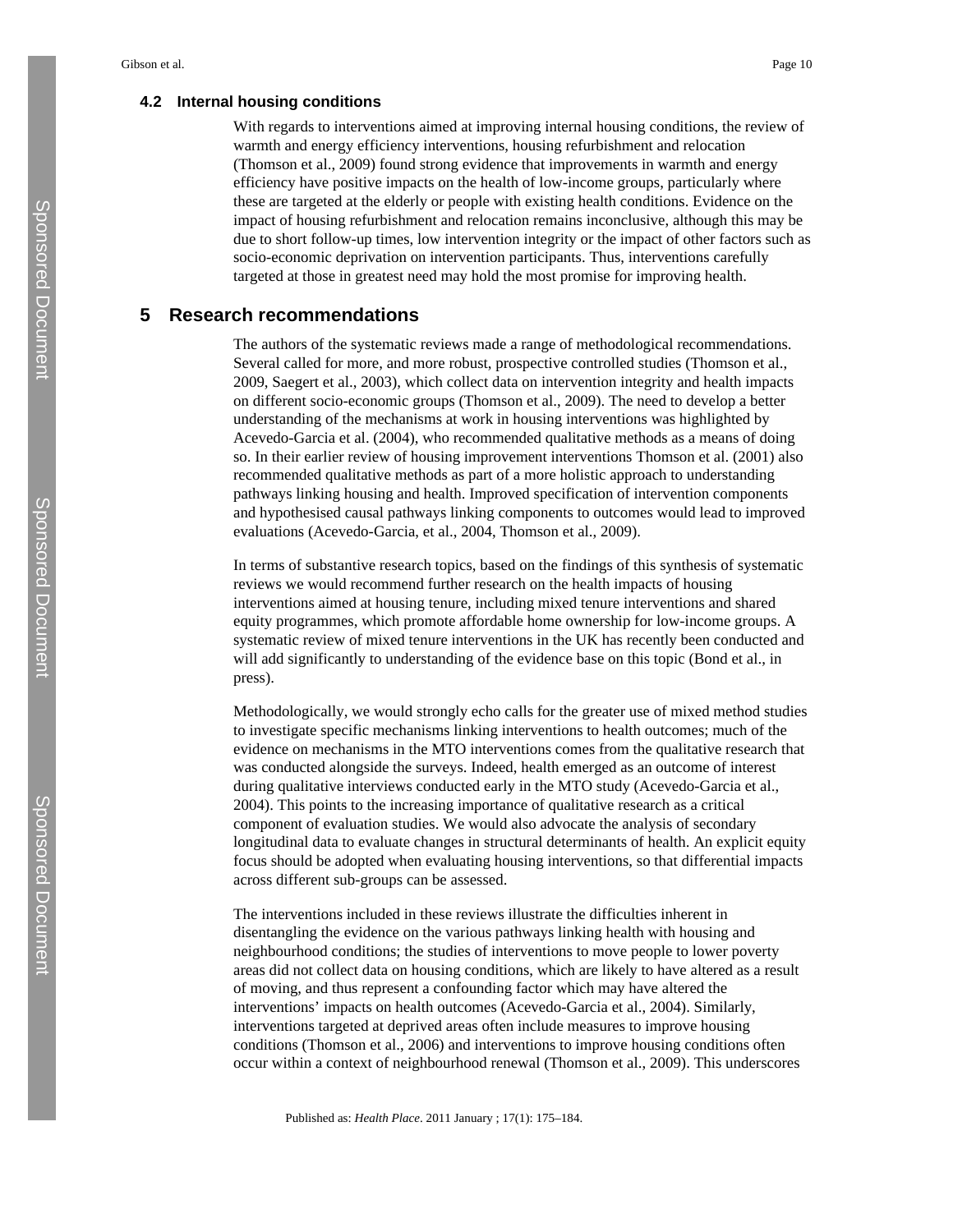### 4.2 Internal housing conditions

With regards to interventions aimed at improving internal housing conditions, the review of warmth and energy efficiency interventions, housing refurbishment and relocation (Thomson et al., 2009) found strong evidence that improvements in warmth and energy efficiency have positive impacts on the health of low-income groups, particularly where these are targeted at the elderly or people with existing health conditions. Evidence on the impact of housing refurbishment and relocation remains inconclusive, although this may be due to short follow-up times, low intervention integrity or the impact of other factors such as socio-economic deprivation on intervention participants. Thus, interventions carefully targeted at those in greatest need may hold the most promise for improving health.

## 5 Research recommendations

The authors of the systematic reviews made a range of methodological recommendations. Several called for more, and more robust, prospective controlled studies (Thomson et al., 2009, Saegert et al., 2003), which collect data on intervention integrity and health impacts on different socio-economic groups (Thomson et al., 2009). The need to develop a better understanding of the mechanisms at work in housing interventions was highlighted by Acevedo-Garcia et al. (2004), who recommended qualitative methods as a means of doing so. In their earlier review of housing improvement interventions Thomson et al. (2001) also recommended qualitative methods as part of a more holistic approach to understanding pathways linking housing and health. Improved specification of intervention components and hypothesised causal pathways linking components to outcomes would lead to improved evaluations (Acevedo-Garcia, et al., 2004, Thomson et al., 2009).

In terms of substantive research topics, based on the findings of this synthesis of systematic reviews we would recommend further research on the health impacts of housing interventions aimed at housing tenure, including mixed tenure interventions and shared equity programmes, which promote affordable home ownership for low-income groups. A systematic review of mixed tenure interventions in the UK has recently been conducted and will add significantly to understanding of the evidence base on this topic (Bond et al., in press).

Methodologically, we would strongly echo calls for the greater use of mixed method studies to investigate specific mechanisms linking interventions to health outcomes; much of the evidence on mechanisms in the MTO interventions comes from the qualitative research that was conducted alongside the surveys. Indeed, health emerged as an outcome of interest during qualitative interviews conducted early in the MTO study (Acevedo-Garcia et al., 2004). This points to the increasing importance of qualitative research as a critical component of evaluation studies. We would also advocate the analysis of secondary longitudinal data to evaluate changes in structural determinants of health. An explicit equity focus should be adopted when evaluating housing interventions, so that differential impacts across different sub-groups can be assessed.

The interventions included in these reviews illustrate the difficulties inherent in disentangling the evidence on the various pathways linking health with housing and neighbourhood conditions; the studies of interventions to move people to lower poverty areas did not collect data on housing conditions, which are likely to have altered as a result of moving, and thus represent a confounding factor which may have altered the interventions' impacts on health outcomes (Acevedo-Garcia et al., 2004). Similarly, interventions targeted at deprived areas often include measures to improve housing conditions (Thomson et al., 2006) and interventions to improve housing conditions often occur within a context of neighbourhood renewal (Thomson et al., 2009). This underscores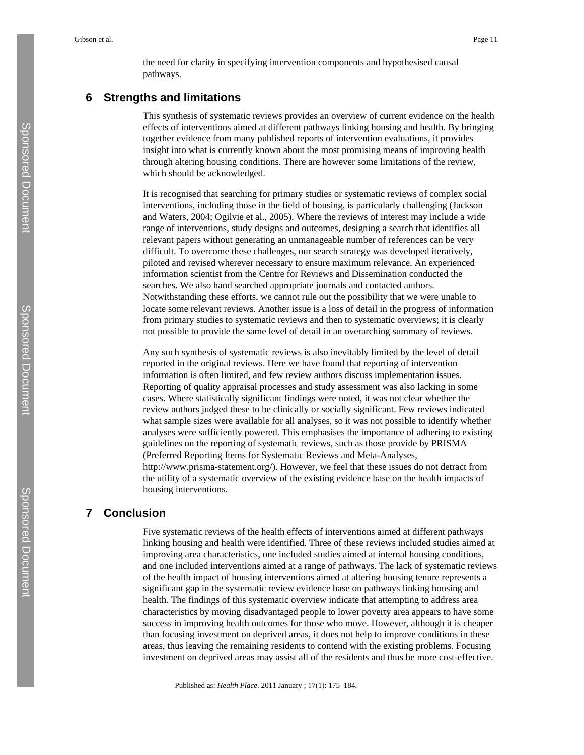the need for clarity in specifying intervention components and hypothesised causal pathways.

## 6 Strengths and limitations

This synthesis of systematic reviews provides an overview of current evidence on the health effects of interventions aimed at different pathways linking housing and health. By bringing together evidence from many published reports of intervention evaluations, it provides insight into what is currently known about the most promising means of improving health through altering housing conditions. There are however some limitations of the review, which should be acknowledged.

It is recognised that searching for primary studies or systematic reviews of complex social interventions, including those in the field of housing, is particularly challenging (Jackson and Waters, 2004; Ogilvie et al., 2005). Where the reviews of interest may include a wide range of interventions, study designs and outcomes, designing a search that identifies all relevant papers without generating an unmanageable number of references can be very difficult. To overcome these challenges, our search strategy was developed iteratively, piloted and revised wherever necessary to ensure maximum relevance. An experienced information scientist from the Centre for Reviews and Dissemination conducted the searches. We also hand searched appropriate journals and contacted authors. Notwithstanding these efforts, we cannot rule out the possibility that we were unable to locate some relevant reviews. Another issue is a loss of detail in the progress of information from primary studies to systematic reviews and then to systematic overviews; it is clearly not possible to provide the same level of detail in an overarching summary of reviews.

Any such synthesis of systematic reviews is also inevitably limited by the level of detail reported in the original reviews. Here we have found that reporting of intervention information is often limited, and few review authors discuss implementation issues. Reporting of quality appraisal processes and study assessment was also lacking in some cases. Where statistically significant findings were noted, it was not clear whether the review authors judged these to be clinically or socially significant. Few reviews indicated what sample sizes were available for all analyses, so it was not possible to identify whether analyses were sufficiently powered. This emphasises the importance of adhering to existing guidelines on the reporting of systematic reviews, such as those provide by PRISMA (Preferred Reporting Items for Systematic Reviews and Meta-Analyses, http://www.prisma-statement.org/). However, we feel that these issues do not detract from the utility of a systematic overview of the existing evidence base on the health impacts of housing interventions.

## 7 Conclusion

Five systematic reviews of the health effects of interventions aimed at different pathways linking housing and health were identified. Three of these reviews included studies aimed at improving area characteristics, one included studies aimed at internal housing conditions, and one included interventions aimed at a range of pathways. The lack of systematic reviews of the health impact of housing interventions aimed at altering housing tenure represents a significant gap in the systematic review evidence base on pathways linking housing and health. The findings of this systematic overview indicate that attempting to address area characteristics by moving disadvantaged people to lower poverty area appears to have some success in improving health outcomes for those who move. However, although it is cheaper than focusing investment on deprived areas, it does not help to improve conditions in these areas, thus leaving the remaining residents to contend with the existing problems. Focusing investment on deprived areas may assist all of the residents and thus be more cost-effective.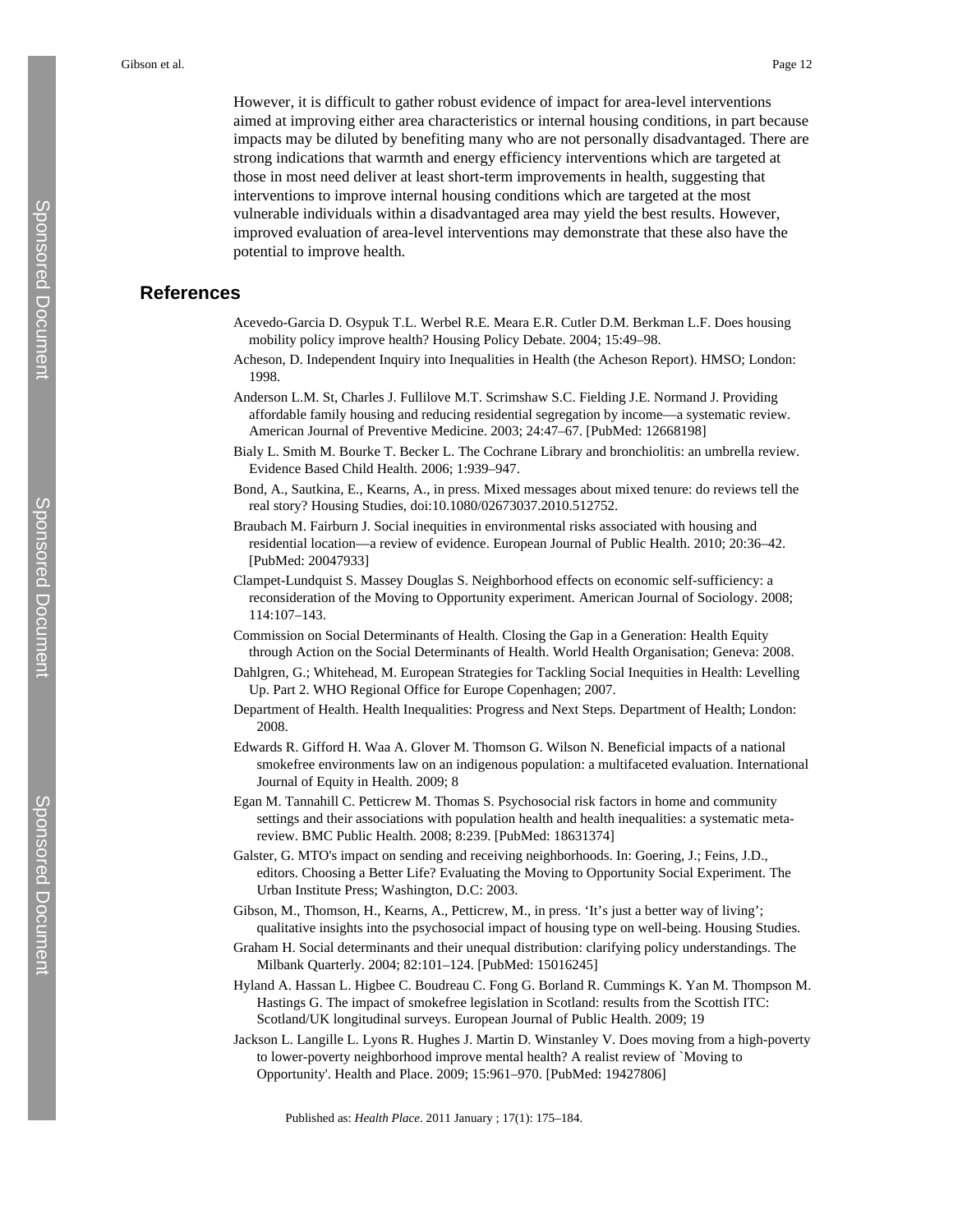However, it is difficult to gather robust evidence of impact for area-level interventions aimed at improving either area characteristics or internal housing conditions, in part because impacts may be diluted by benefiting many who are not personally disadvantaged. There are strong indications that warmth and energy efficiency interventions which are targeted at those in most need deliver at least short-term improvements in health, suggesting that interventions to improve internal housing conditions which are targeted at the most vulnerable individuals within a disadvantaged area may yield the best results. However, improved evaluation of area-level interventions may demonstrate that these also have the potential to improve health.

## References

Acevedo-Garcia D. Osypuk T.L. Werbel R.E. Meara E.R. Cutler D.M. Berkman L.F. Does housing mobility policy improve health? Housing Policy Debate. 2004; 15:49–98.

Acheson, D. Independent Inquiry into Inequalities in Health (the Acheson Report). HMSO; London: 1998.

Anderson L.M. St, Charles J. Fullilove M.T. Scrimshaw S.C. Fielding J.E. Normand J. Providing affordable family housing and reducing residential segregation by income—a systematic review. American Journal of Preventive Medicine. 2003; 24:47–67. [PubMed: 12668198]

Bialy L. Smith M. Bourke T. Becker L. The Cochrane Library and bronchiolitis: an umbrella review. Evidence Based Child Health. 2006; 1:939–947.

Bond, A., Sautkina, E., Kearns, A., in press. Mixed messages about mixed tenure: do reviews tell the real story? Housing Studies, doi:10.1080/02673037.2010.512752.

Braubach M. Fairburn J. Social inequities in environmental risks associated with housing and residential location—a review of evidence. European Journal of Public Health. 2010; 20:36–42. [PubMed: 20047933]

Clampet-Lundquist S. Massey Douglas S. Neighborhood effects on economic self-sufficiency: a reconsideration of the Moving to Opportunity experiment. American Journal of Sociology. 2008; 114:107–143.

Commission on Social Determinants of Health. Closing the Gap in a Generation: Health Equity through Action on the Social Determinants of Health. World Health Organisation; Geneva: 2008.

Dahlgren, G.; Whitehead, M. European Strategies for Tackling Social Inequities in Health: Levelling Up. Part 2. WHO Regional Office for Europe Copenhagen; 2007.

Department of Health. Health Inequalities: Progress and Next Steps. Department of Health; London: 2008.

Edwards R. Gifford H. Waa A. Glover M. Thomson G. Wilson N. Beneficial impacts of a national smokefree environments law on an indigenous population: a multifaceted evaluation. International Journal of Equity in Health. 2009; 8

Egan M. Tannahill C. Petticrew M. Thomas S. Psychosocial risk factors in home and community settings and their associations with population health and health inequalities: a systematic meta-review. BMC Public Health. 2008; 8:239. [PubMed: 18631374]

Galster, G. MTO's impact on sending and receiving neighborhoods. In: Goering, J.; Feins, J.D., editors. Choosing a Better Life? Evaluating the Moving to Opportunity Social Experiment. The Urban Institute Press; Washington, D.C: 2003.

Gibson, M., Thomson, H., Kearns, A., Petticrew, M., in press. 'It's just a better way of living'; qualitative insights into the psychosocial impact of housing type on well-being. Housing Studies.

Graham H. Social determinants and their unequal distribution: clarifying policy understandings. The Milbank Quarterly. 2004; 82:101–124. [PubMed: 15016245]

Hyland A. Hassan L. Higbee C. Boudreau C. Fong G. Borland R. Cummings K. Yan M. Thompson M. Hastings G. The impact of smokefree legislation in Scotland: results from the Scottish ITC: Scotland/UK longitudinal surveys. European Journal of Public Health. 2009; 19

Jackson L. Langille L. Lyons R. Hughes J. Martin D. Winstanley V. Does moving from a high-poverty to lower-poverty neighborhood improve mental health? A realist review of `Moving to Opportunity'. Health and Place. 2009; 15:961–970. [PubMed: 19427806]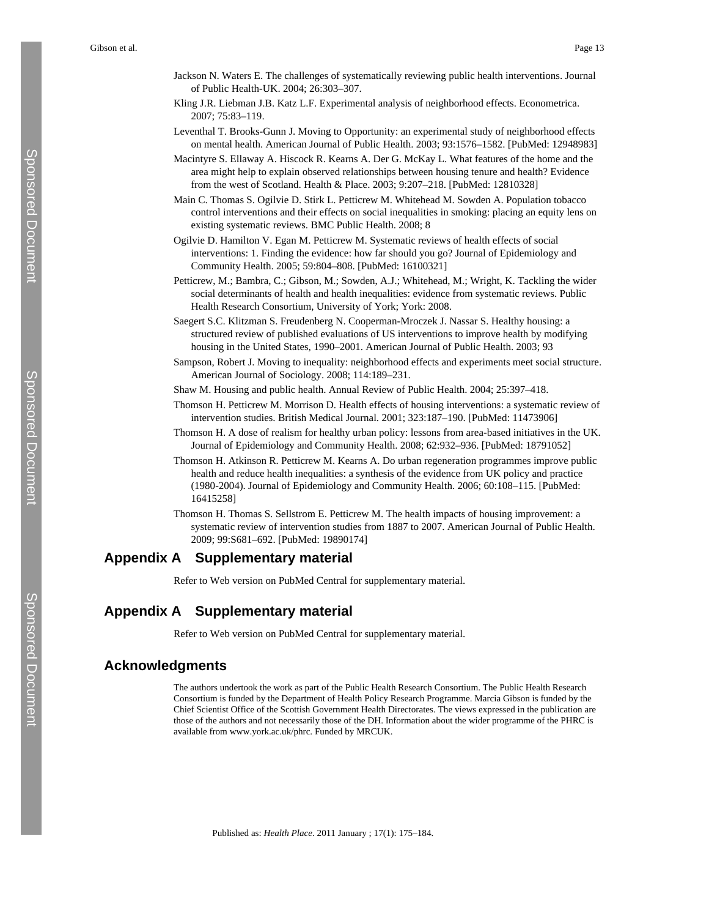Jackson N. Waters E. The challenges of systematically reviewing public health interventions. Journal of Public Health-UK. 2004; 26:303–307.

Kling J.R. Liebman J.B. Katz L.F. Experimental analysis of neighborhood effects. Econometrica. 2007; 75:83–119.

Leventhal T. Brooks-Gunn J. Moving to Opportunity: an experimental study of neighborhood effects on mental health. American Journal of Public Health. 2003; 93:1576–1582. [PubMed: 12948983]

Macintyre S. Ellaway A. Hiscock R. Kearns A. Der G. McKay L. What features of the home and the area might help to explain observed relationships between housing tenure and health? Evidence from the west of Scotland. Health & Place. 2003; 9:207–218. [PubMed: 12810328]

Main C. Thomas S. Ogilvie D. Stirk L. Petticrew M. Whitehead M. Sowden A. Population tobacco control interventions and their effects on social inequalities in smoking: placing an equity lens on existing systematic reviews. BMC Public Health. 2008; 8

Ogilvie D. Hamilton V. Egan M. Petticrew M. Systematic reviews of health effects of social interventions: 1. Finding the evidence: how far should you go? Journal of Epidemiology and Community Health. 2005; 59:804–808. [PubMed: 16100321]

Petticrew, M.; Bambra, C.; Gibson, M.; Sowden, A.J.; Whitehead, M.; Wright, K. Tackling the wider social determinants of health and health inequalities: evidence from systematic reviews. Public Health Research Consortium, University of York; York: 2008.

Saegert S.C. Klitzman S. Freudenberg N. Cooperman-Mroczek J. Nassar S. Healthy housing: a structured review of published evaluations of US interventions to improve health by modifying housing in the United States, 1990–2001. American Journal of Public Health. 2003; 93

Sampson, Robert J. Moving to inequality: neighborhood effects and experiments meet social structure. American Journal of Sociology. 2008; 114:189–231.

Shaw M. Housing and public health. Annual Review of Public Health. 2004; 25:397–418.

Thomson H. Petticrew M. Morrison D. Health effects of housing interventions: a systematic review of intervention studies. British Medical Journal. 2001; 323:187–190. [PubMed: 11473906]

Thomson H. A dose of realism for healthy urban policy: lessons from area-based initiatives in the UK. Journal of Epidemiology and Community Health. 2008; 62:932–936. [PubMed: 18791052]

Thomson H. Atkinson R. Petticrew M. Kearns A. Do urban regeneration programmes improve public health and reduce health inequalities: a synthesis of the evidence from UK policy and practice (1980-2004). Journal of Epidemiology and Community Health. 2006; 60:108–115. [PubMed: 16415258]

Thomson H. Thomas S. Sellstrom E. Petticrew M. The health impacts of housing improvement: a systematic review of intervention studies from 1887 to 2007. American Journal of Public Health. 2009; 99:S681–692. [PubMed: 19890174]

## Appendix A Supplementary material

Refer to Web version on PubMed Central for supplementary material.

## Appendix A Supplementary material

Refer to Web version on PubMed Central for supplementary material.

## Acknowledgments

The authors undertook the work as part of the Public Health Research Consortium. The Public Health Research Consortium is funded by the Department of Health Policy Research Programme. Marcia Gibson is funded by the Chief Scientist Office of the Scottish Government Health Directorates. The views expressed in the publication are those of the authors and not necessarily those of the DH. Information about the wider programme of the PHRC is available from www.york.ac.uk/phrc. Funded by MRCUK.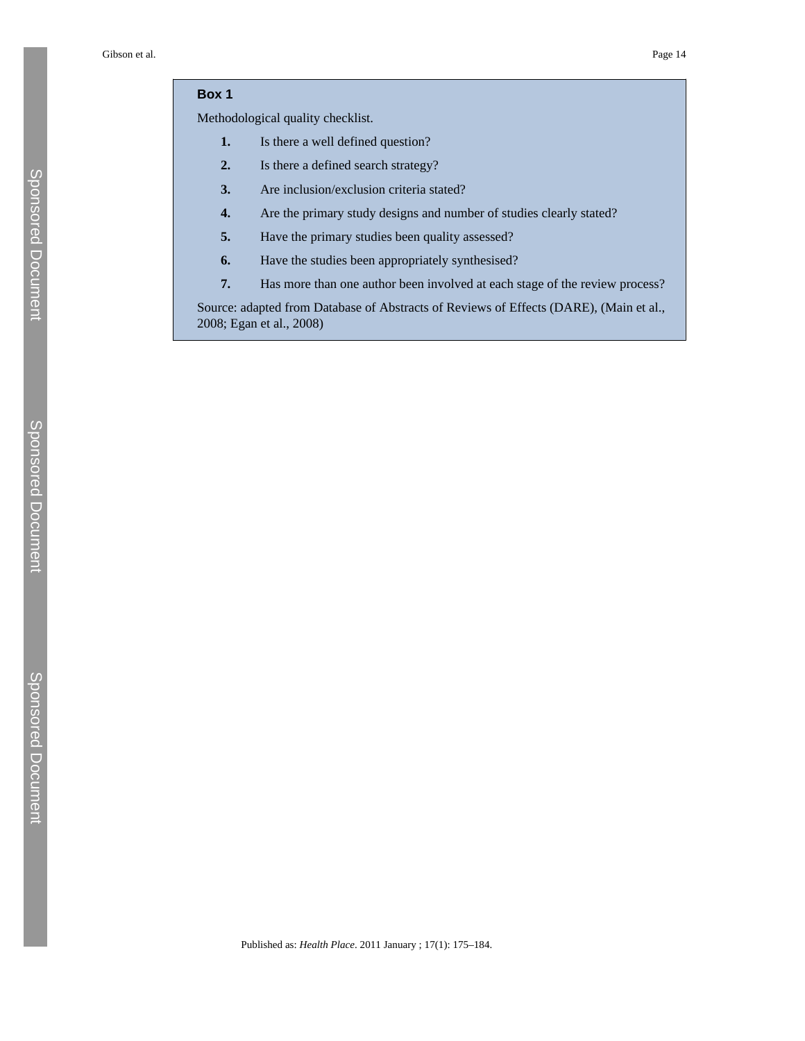**Box 1**

Methodological quality checklist.

1. Is there a well defined question?
2. Is there a defined search strategy?
3. Are inclusion/exclusion criteria stated?
4. Are the primary study designs and number of studies clearly stated?
5. Have the primary studies been quality assessed?
6. Have the studies been appropriately synthesised?
7. Has more than one author been involved at each stage of the review process?

Source: adapted from Database of Abstracts of Reviews of Effects (DARE), (Main et al., 2008; Egan et al., 2008)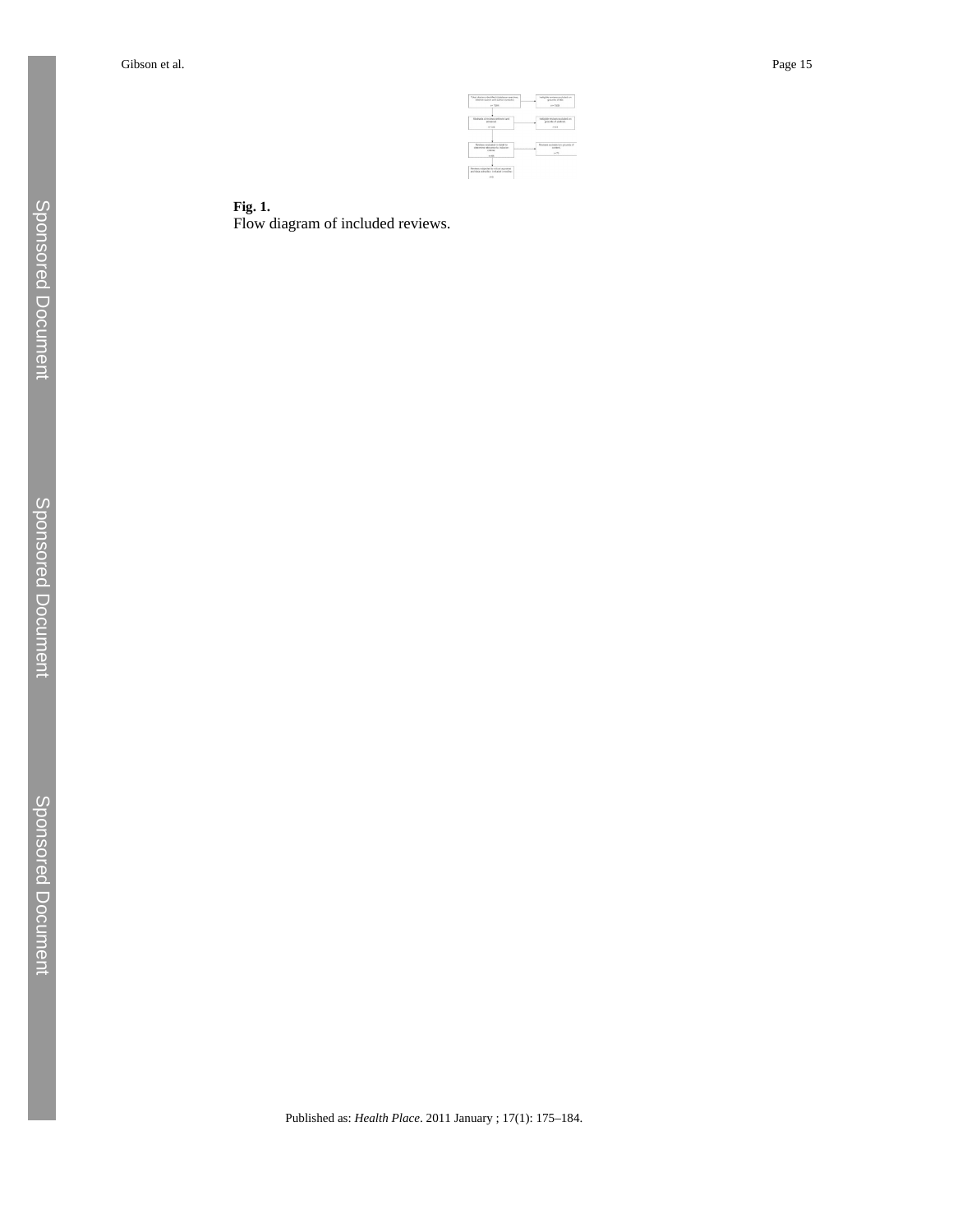**Fig. 1.**

Flow diagram of included reviews.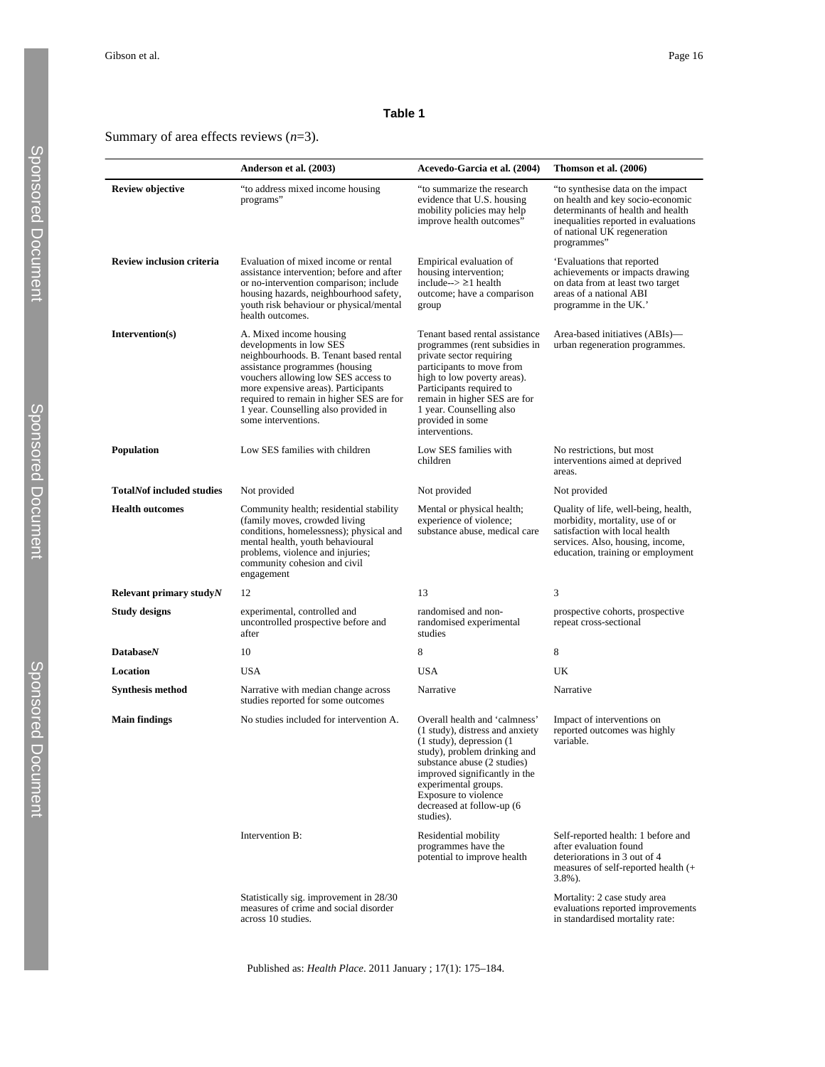**Table 1**

Summary of area effects reviews (*n*=3).

| | Anderson et al. (2003) | Acevedo-Garcia et al. (2004) | Thomson et al. (2006) |
|---|---|---|---|
| **Review objective** | "to address mixed income housing programs" | "to summarize the research evidence that U.S. housing mobility policies may help improve health outcomes" | "to synthesise data on the impact on health and key socio-economic determinants of health and health inequalities reported in evaluations of national UK regeneration programmes" |
| **Review inclusion criteria** | Evaluation of mixed income or rental assistance intervention; before and after or no-intervention comparison; include housing hazards, neighbourhood safety, youth risk behaviour or physical/mental health outcomes. | Empirical evaluation of housing intervention; include--> ≥1 health outcome; have a comparison group | 'Evaluations that reported achievements or impacts drawing on data from at least two target areas of a national ABI programme in the UK.' |
| **Intervention(s)** | A. Mixed income housing developments in low SES neighbourhoods. B. Tenant based rental assistance programmes (housing vouchers allowing low SES access to more expensive areas). Participants required to remain in higher SES are for 1 year. Counselling also provided in some interventions. | Tenant based rental assistance programmes (rent subsidies in private sector requiring participants to move from high to low poverty areas). Participants required to remain in higher SES are for 1 year. Counselling also provided in some interventions. | Area-based initiatives (ABIs)—urban regeneration programmes. |
| **Population** | Low SES families with children | Low SES families with children | No restrictions, but most interventions aimed at deprived areas. |
| **Total*N*of included studies** | Not provided | Not provided | Not provided |
| **Health outcomes** | Community health; residential stability (family moves, crowded living conditions, homelessness); physical and mental health, youth behavioural problems, violence and injuries; community cohesion and civil engagement | Mental or physical health; experience of violence; substance abuse, medical care | Quality of life, well-being, health, morbidity, mortality, use of or satisfaction with local health services. Also, housing, income, education, training or employment |
| **Relevant primary study*N*** | 12 | 13 | 3 |
| **Study designs** | experimental, controlled and uncontrolled prospective before and after | randomised and non-randomised experimental studies | prospective cohorts, prospective repeat cross-sectional |
| **Database*N*** | 10 | 8 | 8 |
| **Location** | USA | USA | UK |
| **Synthesis method** | Narrative with median change across studies reported for some outcomes | Narrative | Narrative |
| **Main findings** | No studies included for intervention A. | Overall health and 'calmness' (1 study), distress and anxiety (1 study), depression (1 study), problem drinking and substance abuse (2 studies) improved significantly in the experimental groups. Exposure to violence decreased at follow-up (6 studies). | Impact of interventions on reported outcomes was highly variable. |
| | Intervention B: | Residential mobility programmes have the potential to improve health | Self-reported health: 1 before and after evaluation found deteriorations in 3 out of 4 measures of self-reported health (+ 3.8%). |
| | Statistically sig. improvement in 28/30 measures of crime and social disorder across 10 studies. | | Mortality: 2 case study area evaluations reported improvements in standardised mortality rate: |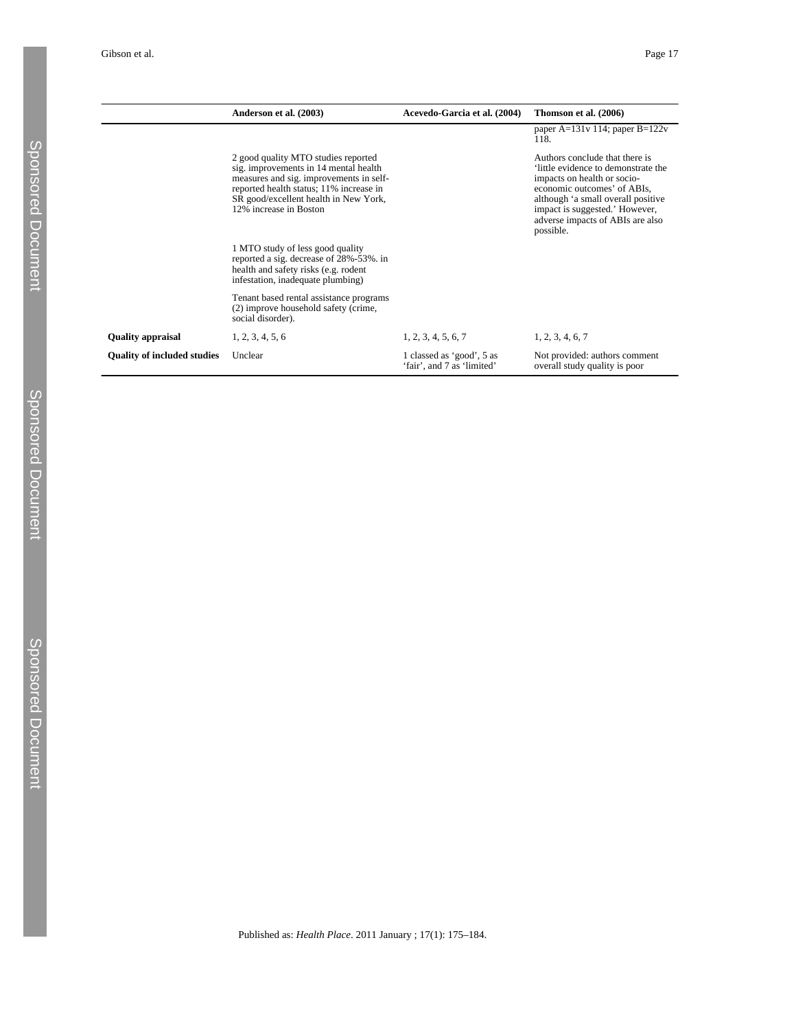| | Anderson et al. (2003) | Acevedo-Garcia et al. (2004) | Thomson et al. (2006) |
|---|---|---|---|
| | | | paper A=131v 114; paper B=122v 118. |
| | 2 good quality MTO studies reported sig. improvements in 14 mental health measures and sig. improvements in self-reported health status; 11% increase in SR good/excellent health in New York, 12% increase in Boston | | Authors conclude that there is 'little evidence to demonstrate the impacts on health or socio-economic outcomes' of ABIs, although 'a small overall positive impact is suggested.' However, adverse impacts of ABIs are also possible. |
| | 1 MTO study of less good quality reported a sig. decrease of 28%-53%. in health and safety risks (e.g. rodent infestation, inadequate plumbing) | | |
| | Tenant based rental assistance programs (2) improve household safety (crime, social disorder). | | |
| **Quality appraisal** | 1, 2, 3, 4, 5, 6 | 1, 2, 3, 4, 5, 6, 7 | 1, 2, 3, 4, 6, 7 |
| **Quality of included studies** | Unclear | 1 classed as 'good', 5 as 'fair', and 7 as 'limited' | Not provided: authors comment overall study quality is poor |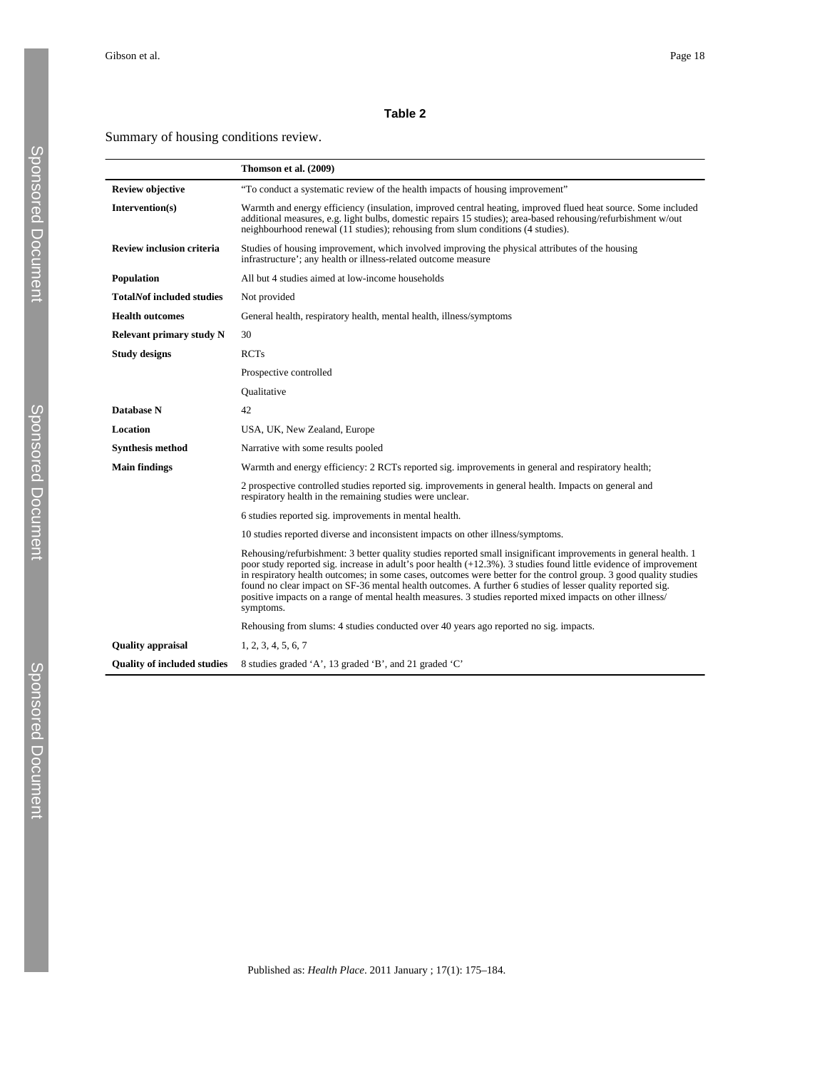**Table 2**

Summary of housing conditions review.

| | **Thomson et al. (2009)** |
|---|---|
| **Review objective** | "To conduct a systematic review of the health impacts of housing improvement" |
| **Intervention(s)** | Warmth and energy efficiency (insulation, improved central heating, improved flued heat source. Some included additional measures, e.g. light bulbs, domestic repairs 15 studies); area-based rehousing/refurbishment w/out neighbourhood renewal (11 studies); rehousing from slum conditions (4 studies). |
| **Review inclusion criteria** | Studies of housing improvement, which involved improving the physical attributes of the housing infrastructure'; any health or illness-related outcome measure |
| **Population** | All but 4 studies aimed at low-income households |
| **Total*N*of included studies** | Not provided |
| **Health outcomes** | General health, respiratory health, mental health, illness/symptoms |
| **Relevant primary study N** | 30 |
| **Study designs** | RCTs |
| | Prospective controlled |
| | Qualitative |
| **Database N** | 42 |
| **Location** | USA, UK, New Zealand, Europe |
| **Synthesis method** | Narrative with some results pooled |
| **Main findings** | Warmth and energy efficiency: 2 RCTs reported sig. improvements in general and respiratory health; |
| | 2 prospective controlled studies reported sig. improvements in general health. Impacts on general and respiratory health in the remaining studies were unclear. |
| | 6 studies reported sig. improvements in mental health. |
| | 10 studies reported diverse and inconsistent impacts on other illness/symptoms. |
| | Rehousing/refurbishment: 3 better quality studies reported small insignificant improvements in general health. 1 poor study reported sig. increase in adult's poor health (+12.3%). 3 studies found little evidence of improvement in respiratory health outcomes; in some cases, outcomes were better for the control group. 3 good quality studies found no clear impact on SF-36 mental health outcomes. A further 6 studies of lesser quality reported sig. positive impacts on a range of mental health measures. 3 studies reported mixed impacts on other illness/ symptoms. |
| | Rehousing from slums: 4 studies conducted over 40 years ago reported no sig. impacts. |
| **Quality appraisal** | 1, 2, 3, 4, 5, 6, 7 |
| **Quality of included studies** | 8 studies graded 'A', 13 graded 'B', and 21 graded 'C' |

Published as: *Health Place*. 2011 January ; 17(1): 175–184.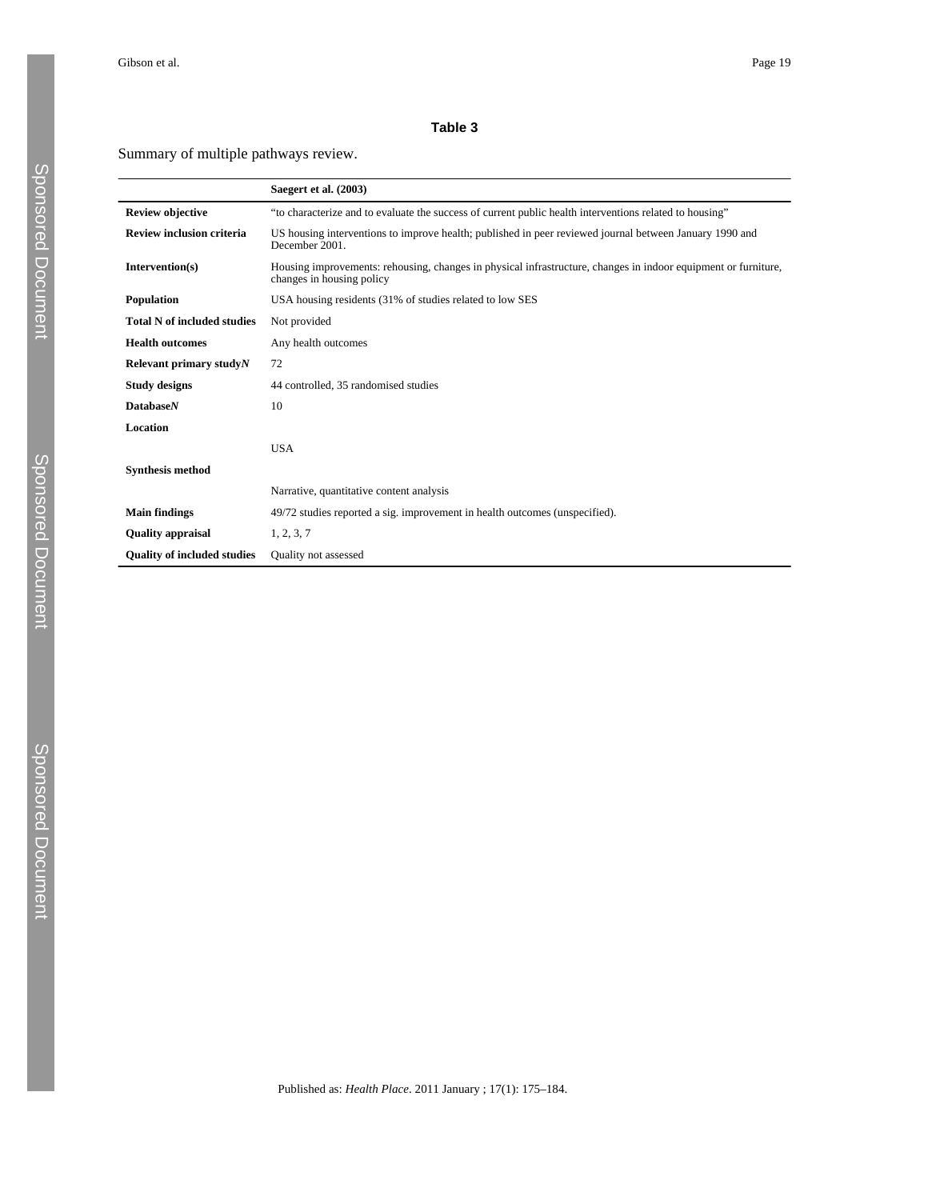**Table 3**

Summary of multiple pathways review.

| | Saegert et al. (2003) |
|---|---|
| **Review objective** | "to characterize and to evaluate the success of current public health interventions related to housing" |
| **Review inclusion criteria** | US housing interventions to improve health; published in peer reviewed journal between January 1990 and December 2001. |
| **Intervention(s)** | Housing improvements: rehousing, changes in physical infrastructure, changes in indoor equipment or furniture, changes in housing policy |
| **Population** | USA housing residents (31% of studies related to low SES |
| **Total N of included studies** | Not provided |
| **Health outcomes** | Any health outcomes |
| **Relevant primary study*N*** | 72 |
| **Study designs** | 44 controlled, 35 randomised studies |
| **Database*N*** | 10 |
| **Location** | |
| | USA |
| **Synthesis method** | |
| | Narrative, quantitative content analysis |
| **Main findings** | 49/72 studies reported a sig. improvement in health outcomes (unspecified). |
| **Quality appraisal** | 1, 2, 3, 7 |
| **Quality of included studies** | Quality not assessed |